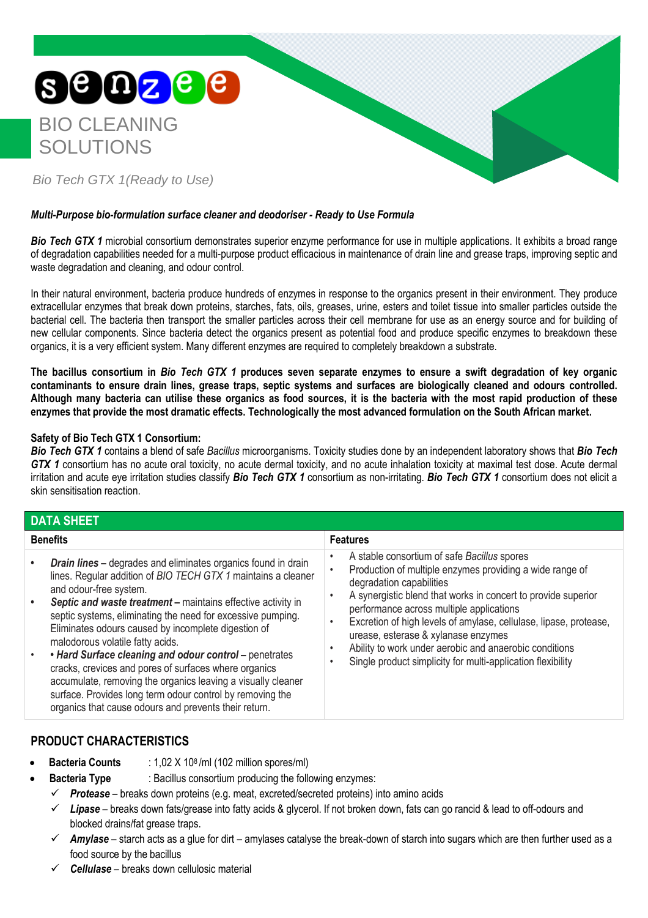# senzee

## BIO CLEANING SOLUTIONS

*Bio Tech GTX 1(Ready to Use)*

***Multi-Purpose bio-formulation surface cleaner and deodoriser - Ready to Use Formula***

***Bio Tech GTX 1*** microbial consortium demonstrates superior enzyme performance for use in multiple applications. It exhibits a broad range of degradation capabilities needed for a multi-purpose product efficacious in maintenance of drain line and grease traps, improving septic and waste degradation and cleaning, and odour control.

In their natural environment, bacteria produce hundreds of enzymes in response to the organics present in their environment. They produce extracellular enzymes that break down proteins, starches, fats, oils, greases, urine, esters and toilet tissue into smaller particles outside the bacterial cell. The bacteria then transport the smaller particles across their cell membrane for use as an energy source and for building of new cellular components. Since bacteria detect the organics present as potential food and produce specific enzymes to breakdown these organics, it is a very efficient system. Many different enzymes are required to completely breakdown a substrate.

**The bacillus consortium in *Bio Tech GTX 1* produces seven separate enzymes to ensure a swift degradation of key organic contaminants to ensure drain lines, grease traps, septic systems and surfaces are biologically cleaned and odours controlled. Although many bacteria can utilise these organics as food sources, it is the bacteria with the most rapid production of these enzymes that provide the most dramatic effects. Technologically the most advanced formulation on the South African market.**

**Safety of Bio Tech GTX 1 Consortium:**
***Bio Tech GTX 1*** contains a blend of safe *Bacillus* microorganisms. Toxicity studies done by an independent laboratory shows that ***Bio Tech GTX 1*** consortium has no acute oral toxicity, no acute dermal toxicity, and no acute inhalation toxicity at maximal test dose. Acute dermal irritation and acute eye irritation studies classify ***Bio Tech GTX 1*** consortium as non-irritating. ***Bio Tech GTX 1*** consortium does not elicit a skin sensitisation reaction.

## DATA SHEET

| Benefits | Features |
|---|---|
| • ***Drain lines –*** degrades and eliminates organics found in drain lines. Regular addition of *BIO TECH GTX 1* maintains a cleaner and odour-free system.<br>• ***Septic and waste treatment –*** maintains effective activity in septic systems, eliminating the need for excessive pumping. Eliminates odours caused by incomplete digestion of malodorous volatile fatty acids.<br>• ***• Hard Surface cleaning and odour control –*** penetrates cracks, crevices and pores of surfaces where organics accumulate, removing the organics leaving a visually cleaner surface. Provides long term odour control by removing the organics that cause odours and prevents their return. | • A stable consortium of safe *Bacillus* spores<br>• Production of multiple enzymes providing a wide range of degradation capabilities<br>• A synergistic blend that works in concert to provide superior performance across multiple applications<br>• Excretion of high levels of amylase, cellulase, lipase, protease, urease, esterase & xylanase enzymes<br>• Ability to work under aerobic and anaerobic conditions<br>• Single product simplicity for multi-application flexibility |

## PRODUCT CHARACTERISTICS

- **Bacteria Counts** : 1,02 X $10^8$ /ml (102 million spores/ml)
- **Bacteria Type** : Bacillus consortium producing the following enzymes:
  - ✓ ***Protease*** – breaks down proteins (e.g. meat, excreted/secreted proteins) into amino acids
  - ✓ ***Lipase*** – breaks down fats/grease into fatty acids & glycerol. If not broken down, fats can go rancid & lead to off-odours and blocked drains/fat grease traps.
  - ✓ ***Amylase*** – starch acts as a glue for dirt – amylases catalyse the break-down of starch into sugars which are then further used as a food source by the bacillus
  - ✓ ***Cellulase*** – breaks down cellulosic material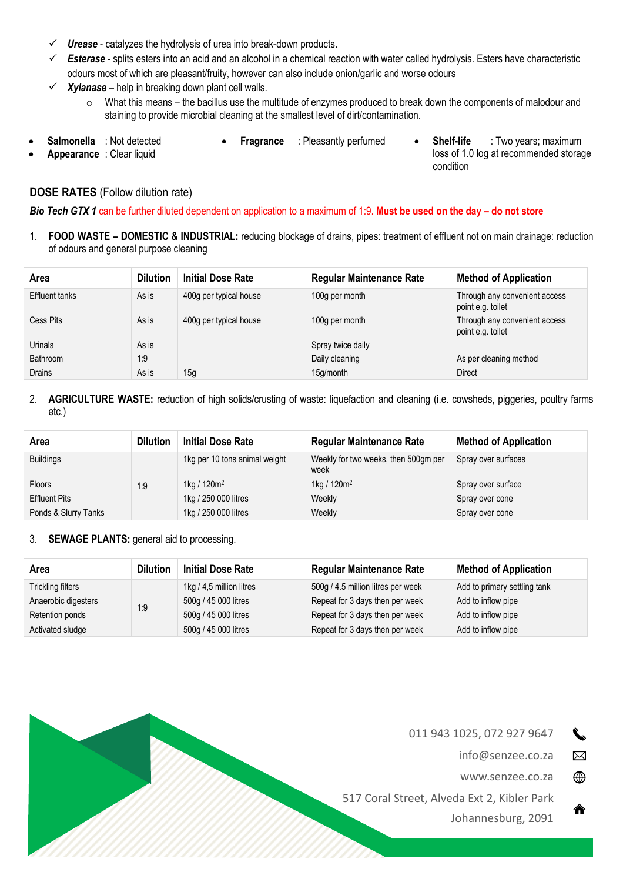- ✓ ***Urease*** - catalyzes the hydrolysis of urea into break-down products.
- ✓ ***Esterase*** - splits esters into an acid and an alcohol in a chemical reaction with water called hydrolysis. Esters have characteristic odours most of which are pleasant/fruity, however can also include onion/garlic and worse odours
- ✓ ***Xylanase*** – help in breaking down plant cell walls.
  - What this means – the bacillus use the multitude of enzymes produced to break down the components of malodour and staining to provide microbial cleaning at the smallest level of dirt/contamination.

- **Salmonella** : Not detected
- **Appearance** : Clear liquid
- **Fragrance** : Pleasantly perfumed
- **Shelf-life** : Two years; maximum loss of 1.0 log at recommended storage condition

## DOSE RATES (Follow dilution rate)

***Bio Tech GTX 1*** can be further diluted dependent on application to a maximum of 1:9. **Must be used on the day – do not store**

1. **FOOD WASTE – DOMESTIC & INDUSTRIAL:** reducing blockage of drains, pipes: treatment of effluent not on main drainage: reduction of odours and general purpose cleaning

| Area | Dilution | Initial Dose Rate | Regular Maintenance Rate | Method of Application |
| --- | --- | --- | --- | --- |
| Effluent tanks | As is | 400g per typical house | 100g per month | Through any convenient access point e.g. toilet |
| Cess Pits | As is | 400g per typical house | 100g per month | Through any convenient access point e.g. toilet |
| Urinals | As is | | Spray twice daily | |
| Bathroom | 1:9 | | Daily cleaning | As per cleaning method |
| Drains | As is | 15g | 15g/month | Direct |

2. **AGRICULTURE WASTE:** reduction of high solids/crusting of waste: liquefaction and cleaning (i.e. cowsheds, piggeries, poultry farms etc.)

| Area | Dilution | Initial Dose Rate | Regular Maintenance Rate | Method of Application |
| --- | --- | --- | --- | --- |
| Buildings | 1:9 | 1kg per 10 tons animal weight | Weekly for two weeks, then 500gm per week | Spray over surfaces |
| Floors | | 1kg / 120m$^2$ | 1kg / 120m$^2$ | Spray over surface |
| Effluent Pits | | 1kg / 250 000 litres | Weekly | Spray over cone |
| Ponds & Slurry Tanks | | 1kg / 250 000 litres | Weekly | Spray over cone |

3. **SEWAGE PLANTS:** general aid to processing.

| Area | Dilution | Initial Dose Rate | Regular Maintenance Rate | Method of Application |
| --- | --- | --- | --- | --- |
| Trickling filters | 1:9 | 1kg / 4,5 million litres | 500g / 4.5 million litres per week | Add to primary settling tank |
| Anaerobic digesters | | 500g / 45 000 litres | Repeat for 3 days then per week | Add to inflow pipe |
| Retention ponds | | 500g / 45 000 litres | Repeat for 3 days then per week | Add to inflow pipe |
| Activated sludge | | 500g / 45 000 litres | Repeat for 3 days then per week | Add to inflow pipe |

011 943 1025, 072 927 9647

info@senzee.co.za

www.senzee.co.za

517 Coral Street, Alveda Ext 2, Kibler Park
Johannesburg, 2091